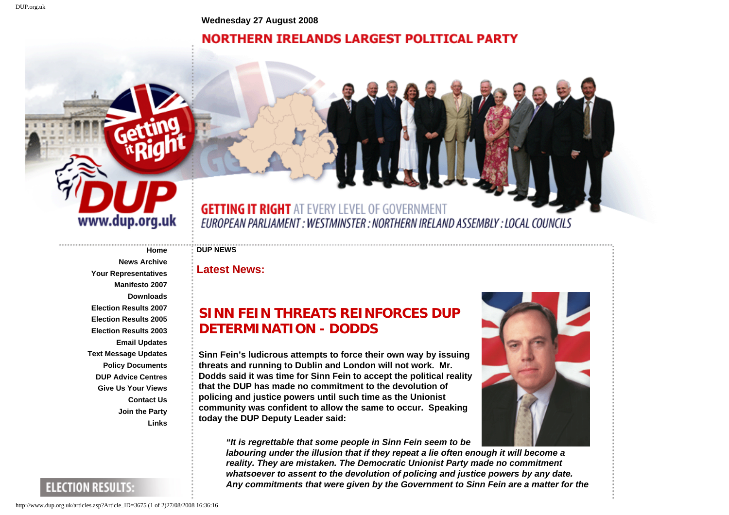Wednesday 27 August 2008

NORTHERN IRELANDS LARGEST POLITICAL PARTY

GETTING IT RIGHT AT EVERY LEVEL OF GOVERNMENT
EUROPEAN PARLIAMENT : WESTMINSTER : NORTHERN IRELAND ASSEMBLY : LOCAL COUNCILS

- **Home**
- **News Archive**
- **Your Representatives**
- **Manifesto 2007**
- **Downloads**
- **Election Results 2007**
- **Election Results 2005**
- **Election Results 2003**
- **Email Updates**
- **Text Message Updates**
- **Policy Documents**
- **DUP Advice Centres**
- **Give Us Your Views**
- **Contact Us**
- **Join the Party**
- **Links**

ELECTION RESULTS:

**DUP NEWS**

## Latest News:

# SINN FEIN THREATS REINFORCES DUP DETERMINATION - DODDS

**Sinn Fein's ludicrous attempts to force their own way by issuing threats and running to Dublin and London will not work. Mr. Dodds said it was time for Sinn Fein to accept the political reality that the DUP has made no commitment to the devolution of policing and justice powers until such time as the Unionist community was confident to allow the same to occur. Speaking today the DUP Deputy Leader said:**

> ***"It is regrettable that some people in Sinn Fein seem to be labouring under the illusion that if they repeat a lie often enough it will become a reality. They are mistaken. The Democratic Unionist Party made no commitment whatsoever to assent to the devolution of policing and justice powers by any date. Any commitments that were given by the Government to Sinn Fein are a matter for the***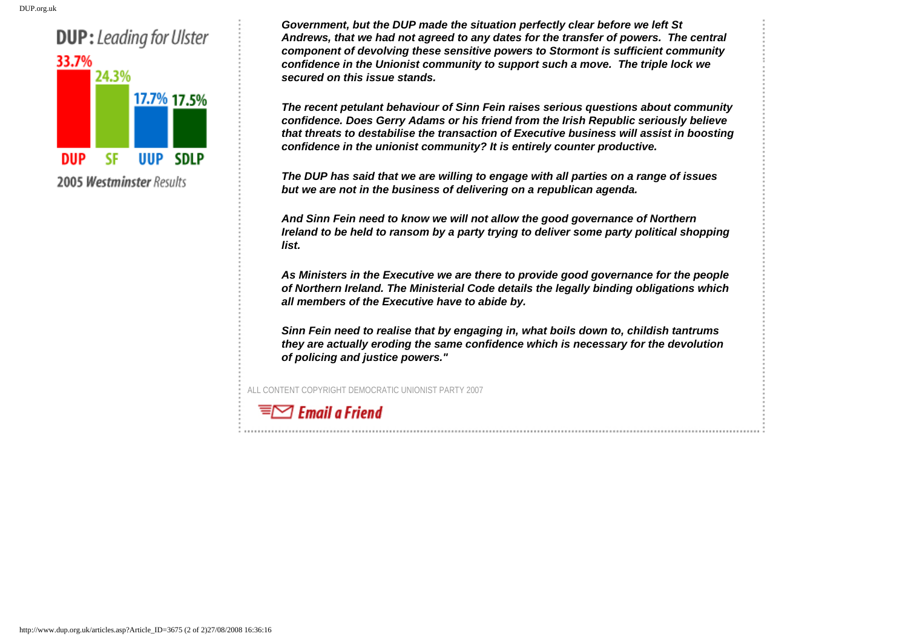**DUP:** *Leading for Ulster*

33.7%
24.3%
17.7%
17.5%
DUP
SF
UUP
SDLP

2005 *Westminster* Results

***Government, but the DUP made the situation perfectly clear before we left St Andrews, that we had not agreed to any dates for the transfer of powers. The central component of devolving these sensitive powers to Stormont is sufficient community confidence in the Unionist community to support such a move. The triple lock we secured on this issue stands.***

***The recent petulant behaviour of Sinn Fein raises serious questions about community confidence. Does Gerry Adams or his friend from the Irish Republic seriously believe that threats to destabilise the transaction of Executive business will assist in boosting confidence in the unionist community? It is entirely counter productive.***

***The DUP has said that we are willing to engage with all parties on a range of issues but we are not in the business of delivering on a republican agenda.***

***And Sinn Fein need to know we will not allow the good governance of Northern Ireland to be held to ransom by a party trying to deliver some party political shopping list.***

***As Ministers in the Executive we are there to provide good governance for the people of Northern Ireland. The Ministerial Code details the legally binding obligations which all members of the Executive have to abide by.***

***Sinn Fein need to realise that by engaging in, what boils down to, childish tantrums they are actually eroding the same confidence which is necessary for the devolution of policing and justice powers."***

ALL CONTENT COPYRIGHT DEMOCRATIC UNIONIST PARTY 2007

*Email a Friend*